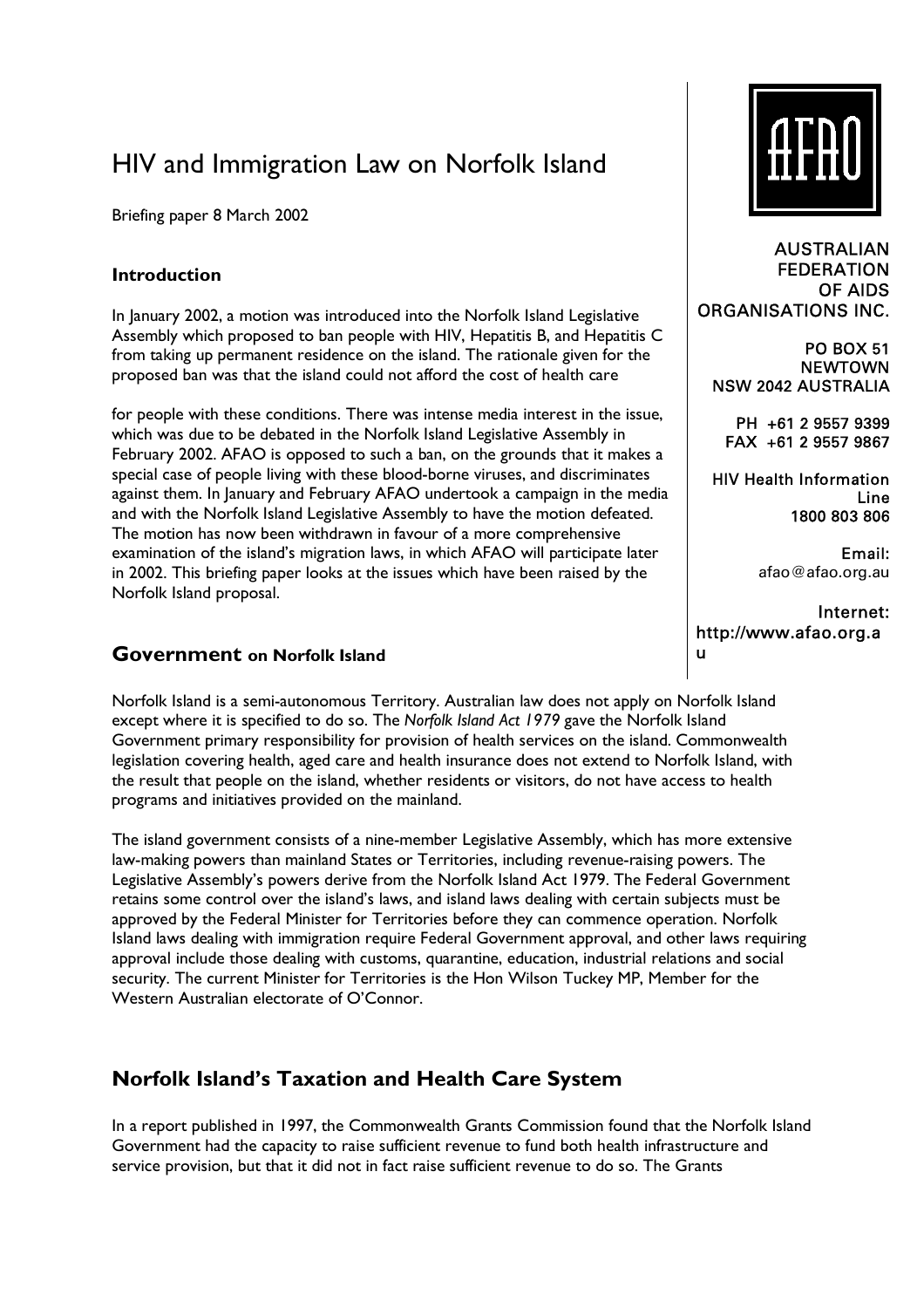# HIV and Immigration Law on Norfolk Island

Briefing paper 8 March 2002

AUSTRALIAN FEDERATION OF AIDS ORGANISATIONS INC.

PO BOX 51
NEWTOWN
NSW 2042 AUSTRALIA

PH +61 2 9557 9399
FAX +61 2 9557 9867

HIV Health Information Line
1800 803 806

Email:
afao@afao.org.au

Internet:
http://www.afao.org.au

### Introduction

In January 2002, a motion was introduced into the Norfolk Island Legislative Assembly which proposed to ban people with HIV, Hepatitis B, and Hepatitis C from taking up permanent residence on the island. The rationale given for the proposed ban was that the island could not afford the cost of health care for people with these conditions. There was intense media interest in the issue, which was due to be debated in the Norfolk Island Legislative Assembly in February 2002. AFAO is opposed to such a ban, on the grounds that it makes a special case of people living with these blood-borne viruses, and discriminates against them. In January and February AFAO undertook a campaign in the media and with the Norfolk Island Legislative Assembly to have the motion defeated. The motion has now been withdrawn in favour of a more comprehensive examination of the island's migration laws, in which AFAO will participate later in 2002. This briefing paper looks at the issues which have been raised by the Norfolk Island proposal.

## Government on Norfolk Island

Norfolk Island is a semi-autonomous Territory. Australian law does not apply on Norfolk Island except where it is specified to do so. The *Norfolk Island Act 1979* gave the Norfolk Island Government primary responsibility for provision of health services on the island. Commonwealth legislation covering health, aged care and health insurance does not extend to Norfolk Island, with the result that people on the island, whether residents or visitors, do not have access to health programs and initiatives provided on the mainland.

The island government consists of a nine-member Legislative Assembly, which has more extensive law-making powers than mainland States or Territories, including revenue-raising powers. The Legislative Assembly's powers derive from the Norfolk Island Act 1979. The Federal Government retains some control over the island's laws, and island laws dealing with certain subjects must be approved by the Federal Minister for Territories before they can commence operation. Norfolk Island laws dealing with immigration require Federal Government approval, and other laws requiring approval include those dealing with customs, quarantine, education, industrial relations and social security. The current Minister for Territories is the Hon Wilson Tuckey MP, Member for the Western Australian electorate of O'Connor.

## Norfolk Island's Taxation and Health Care System

In a report published in 1997, the Commonwealth Grants Commission found that the Norfolk Island Government had the capacity to raise sufficient revenue to fund both health infrastructure and service provision, but that it did not in fact raise sufficient revenue to do so. The Grants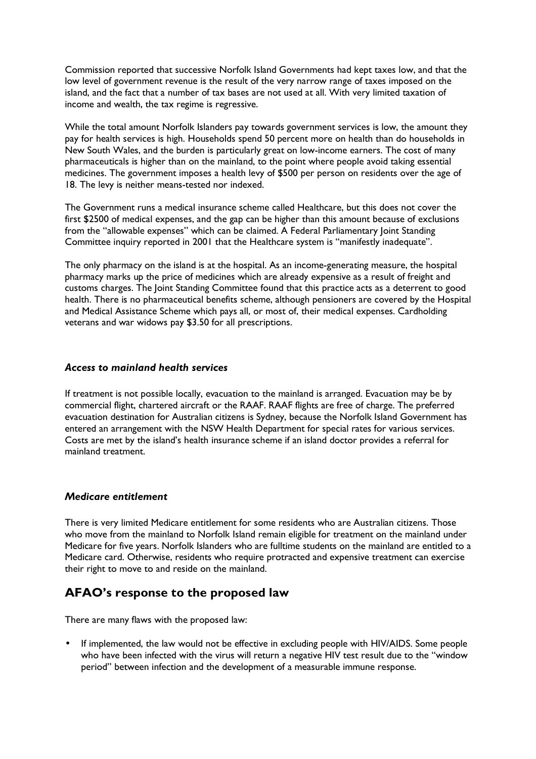Commission reported that successive Norfolk Island Governments had kept taxes low, and that the low level of government revenue is the result of the very narrow range of taxes imposed on the island, and the fact that a number of tax bases are not used at all. With very limited taxation of income and wealth, the tax regime is regressive.

While the total amount Norfolk Islanders pay towards government services is low, the amount they pay for health services is high. Households spend 50 percent more on health than do households in New South Wales, and the burden is particularly great on low-income earners. The cost of many pharmaceuticals is higher than on the mainland, to the point where people avoid taking essential medicines. The government imposes a health levy of $500 per person on residents over the age of 18. The levy is neither means-tested nor indexed.

The Government runs a medical insurance scheme called Healthcare, but this does not cover the first $2500 of medical expenses, and the gap can be higher than this amount because of exclusions from the "allowable expenses" which can be claimed. A Federal Parliamentary Joint Standing Committee inquiry reported in 2001 that the Healthcare system is "manifestly inadequate".

The only pharmacy on the island is at the hospital. As an income-generating measure, the hospital pharmacy marks up the price of medicines which are already expensive as a result of freight and customs charges. The Joint Standing Committee found that this practice acts as a deterrent to good health. There is no pharmaceutical benefits scheme, although pensioners are covered by the Hospital and Medical Assistance Scheme which pays all, or most of, their medical expenses. Cardholding veterans and war widows pay $3.50 for all prescriptions.

### *Access to mainland health services*

If treatment is not possible locally, evacuation to the mainland is arranged. Evacuation may be by commercial flight, chartered aircraft or the RAAF. RAAF flights are free of charge. The preferred evacuation destination for Australian citizens is Sydney, because the Norfolk Island Government has entered an arrangement with the NSW Health Department for special rates for various services. Costs are met by the island's health insurance scheme if an island doctor provides a referral for mainland treatment.

### *Medicare entitlement*

There is very limited Medicare entitlement for some residents who are Australian citizens. Those who move from the mainland to Norfolk Island remain eligible for treatment on the mainland under Medicare for five years. Norfolk Islanders who are fulltime students on the mainland are entitled to a Medicare card. Otherwise, residents who require protracted and expensive treatment can exercise their right to move to and reside on the mainland.

## AFAO's response to the proposed law

There are many flaws with the proposed law:

- If implemented, the law would not be effective in excluding people with HIV/AIDS. Some people who have been infected with the virus will return a negative HIV test result due to the "window period" between infection and the development of a measurable immune response.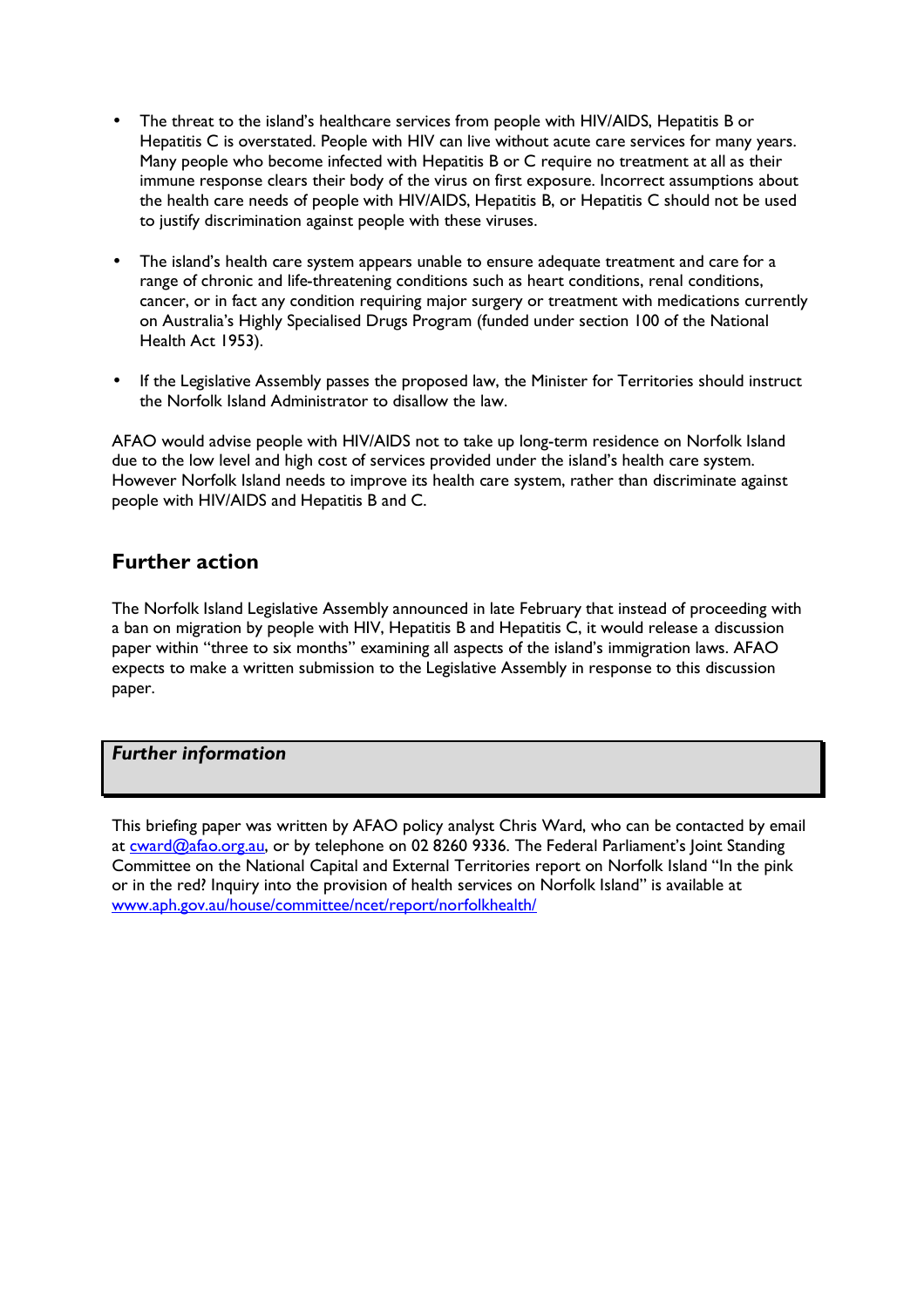- The threat to the island's healthcare services from people with HIV/AIDS, Hepatitis B or Hepatitis C is overstated. People with HIV can live without acute care services for many years. Many people who become infected with Hepatitis B or C require no treatment at all as their immune response clears their body of the virus on first exposure. Incorrect assumptions about the health care needs of people with HIV/AIDS, Hepatitis B, or Hepatitis C should not be used to justify discrimination against people with these viruses.

- The island's health care system appears unable to ensure adequate treatment and care for a range of chronic and life-threatening conditions such as heart conditions, renal conditions, cancer, or in fact any condition requiring major surgery or treatment with medications currently on Australia's Highly Specialised Drugs Program (funded under section 100 of the National Health Act 1953).

- If the Legislative Assembly passes the proposed law, the Minister for Territories should instruct the Norfolk Island Administrator to disallow the law.

AFAO would advise people with HIV/AIDS not to take up long-term residence on Norfolk Island due to the low level and high cost of services provided under the island's health care system. However Norfolk Island needs to improve its health care system, rather than discriminate against people with HIV/AIDS and Hepatitis B and C.

## Further action

The Norfolk Island Legislative Assembly announced in late February that instead of proceeding with a ban on migration by people with HIV, Hepatitis B and Hepatitis C, it would release a discussion paper within "three to six months" examining all aspects of the island's immigration laws. AFAO expects to make a written submission to the Legislative Assembly in response to this discussion paper.

### *Further information*

This briefing paper was written by AFAO policy analyst Chris Ward, who can be contacted by email at cward@afao.org.au, or by telephone on 02 8260 9336. The Federal Parliament's Joint Standing Committee on the National Capital and External Territories report on Norfolk Island "In the pink or in the red? Inquiry into the provision of health services on Norfolk Island" is available at www.aph.gov.au/house/committee/ncet/report/norfolkhealth/